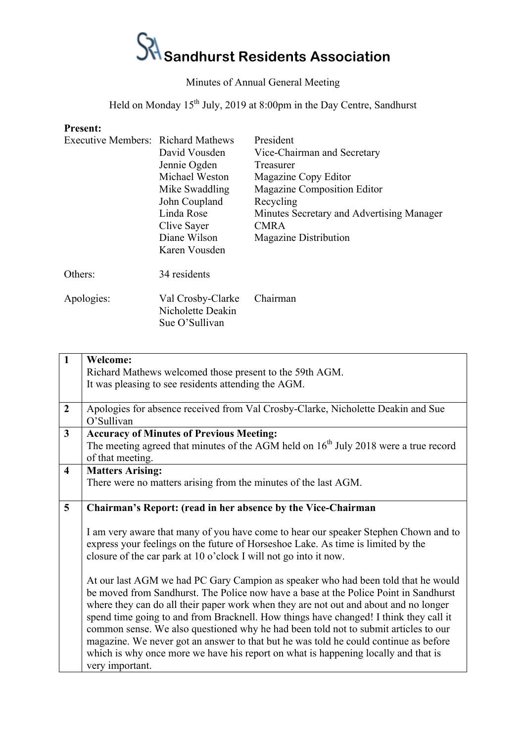# Sandhurst Residents Association

Minutes of Annual General Meeting

Held on Monday 15th July, 2019 at 8:00pm in the Day Centre, Sandhurst

**Present:**

| | | |
|---|---|---|
| Executive Members: | Richard Mathews | President |
| | David Vousden | Vice-Chairman and Secretary |
| | Jennie Ogden | Treasurer |
| | Michael Weston | Magazine Copy Editor |
| | Mike Swaddling | Magazine Composition Editor |
| | John Coupland | Recycling |
| | Linda Rose | Minutes Secretary and Advertising Manager |
| | Clive Sayer | CMRA |
| | Diane Wilson | Magazine Distribution |
| | Karen Vousden | |
| Others: | 34 residents | |
| Apologies: | Val Crosby-Clarke | Chairman |
| | Nicholette Deakin | |
| | Sue O'Sullivan | |

| | |
|---|---|
| **1** | **Welcome:**<br>Richard Mathews welcomed those present to the 59th AGM.<br>It was pleasing to see residents attending the AGM. |
| **2** | Apologies for absence received from Val Crosby-Clarke, Nicholette Deakin and Sue O'Sullivan |
| **3** | **Accuracy of Minutes of Previous Meeting:**<br>The meeting agreed that minutes of the AGM held on 16th July 2018 were a true record of that meeting. |
| **4** | **Matters Arising:**<br>There were no matters arising from the minutes of the last AGM. |
| **5** | **Chairman's Report: (read in her absence by the Vice-Chairman**<br><br>I am very aware that many of you have come to hear our speaker Stephen Chown and to express your feelings on the future of Horseshoe Lake. As time is limited by the closure of the car park at 10 o'clock I will not go into it now.<br><br>At our last AGM we had PC Gary Campion as speaker who had been told that he would be moved from Sandhurst. The Police now have a base at the Police Point in Sandhurst where they can do all their paper work when they are not out and about and no longer spend time going to and from Bracknell. How things have changed! I think they call it common sense. We also questioned why he had been told not to submit articles to our magazine. We never got an answer to that but he was told he could continue as before which is why once more we have his report on what is happening locally and that is very important. |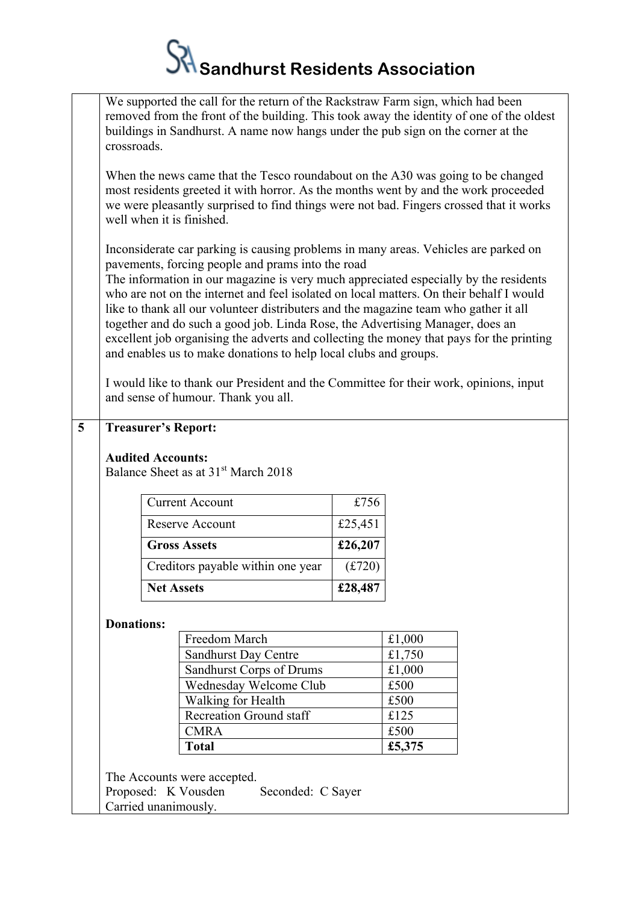We supported the call for the return of the Rackstraw Farm sign, which had been removed from the front of the building. This took away the identity of one of the oldest buildings in Sandhurst. A name now hangs under the pub sign on the corner at the crossroads.

When the news came that the Tesco roundabout on the A30 was going to be changed most residents greeted it with horror. As the months went by and the work proceeded we were pleasantly surprised to find things were not bad. Fingers crossed that it works well when it is finished.

Inconsiderate car parking is causing problems in many areas. Vehicles are parked on pavements, forcing people and prams into the road
The information in our magazine is very much appreciated especially by the residents who are not on the internet and feel isolated on local matters. On their behalf I would like to thank all our volunteer distributers and the magazine team who gather it all together and do such a good job. Linda Rose, the Advertising Manager, does an excellent job organising the adverts and collecting the money that pays for the printing and enables us to make donations to help local clubs and groups.

I would like to thank our President and the Committee for their work, opinions, input and sense of humour. Thank you all.

**5 Treasurer's Report:**

**Audited Accounts:**
Balance Sheet as at 31st March 2018

| | |
|---|---|
| Current Account | £756 |
| Reserve Account | £25,451 |
| **Gross Assets** | **£26,207** |
| Creditors payable within one year | (£720) |
| **Net Assets** | **£28,487** |

**Donations:**

| | |
|---|---|
| Freedom March | £1,000 |
| Sandhurst Day Centre | £1,750 |
| Sandhurst Corps of Drums | £1,000 |
| Wednesday Welcome Club | £500 |
| Walking for Health | £500 |
| Recreation Ground staff | £125 |
| CMRA | £500 |
| **Total** | **£5,375** |

The Accounts were accepted.
Proposed: K Vousden Seconded: C Sayer
Carried unanimously.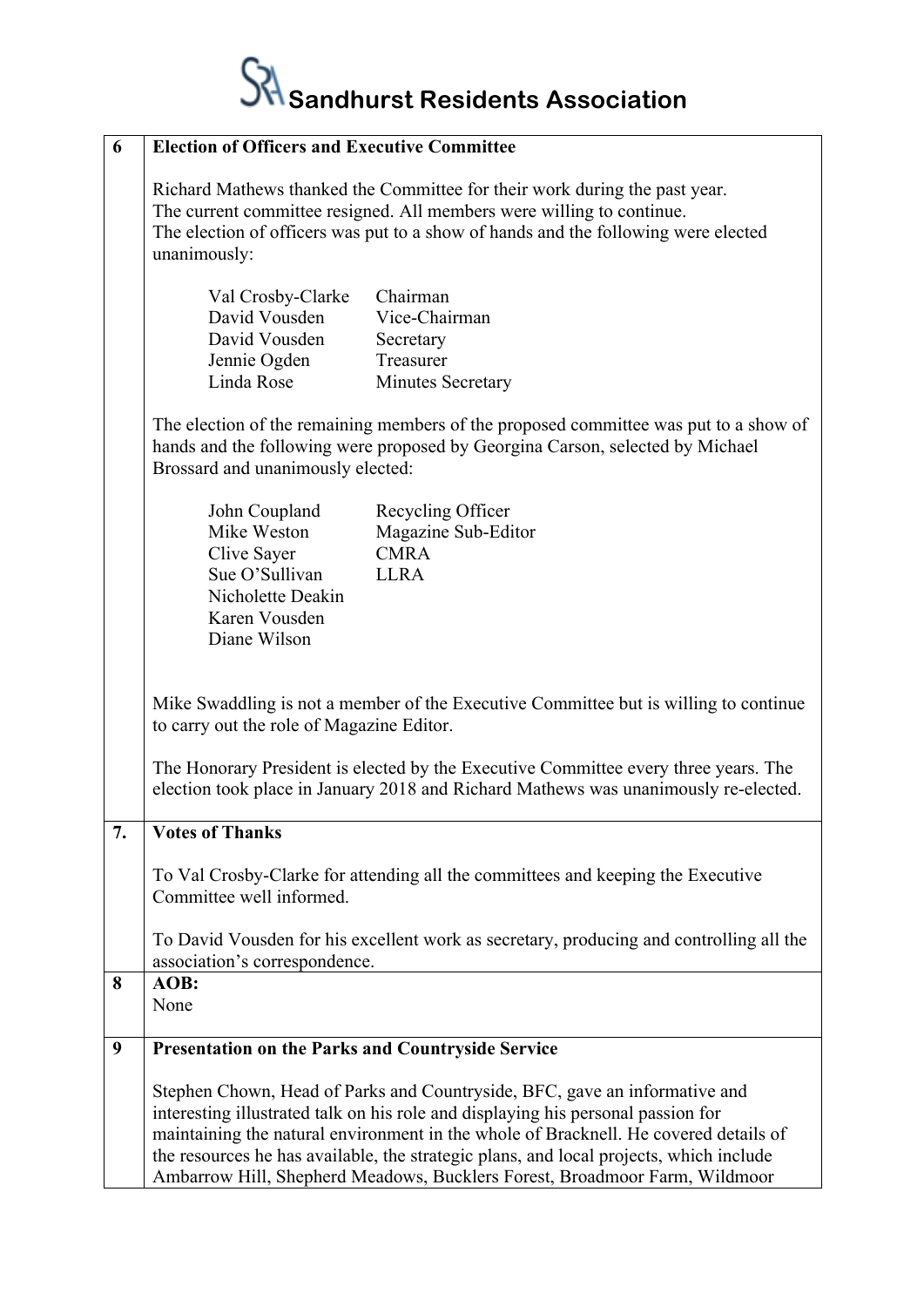# Sandhurst Residents Association

| | |
|---|---|
| **6** | **Election of Officers and Executive Committee** |

Richard Mathews thanked the Committee for their work during the past year.
The current committee resigned. All members were willing to continue.
The election of officers was put to a show of hands and the following were elected unanimously:

| | |
|---|---|
| Val Crosby-Clarke | Chairman |
| David Vousden | Vice-Chairman |
| David Vousden | Secretary |
| Jennie Ogden | Treasurer |
| Linda Rose | Minutes Secretary |

The election of the remaining members of the proposed committee was put to a show of hands and the following were proposed by Georgina Carson, selected by Michael Brossard and unanimously elected:

| | |
|---|---|
| John Coupland | Recycling Officer |
| Mike Weston | Magazine Sub-Editor |
| Clive Sayer | CMRA |
| Sue O'Sullivan | LLRA |
| Nicholette Deakin | |
| Karen Vousden | |
| Diane Wilson | |

Mike Swaddling is not a member of the Executive Committee but is willing to continue to carry out the role of Magazine Editor.

The Honorary President is elected by the Executive Committee every three years. The election took place in January 2018 and Richard Mathews was unanimously re-elected.

## 7. Votes of Thanks

To Val Crosby-Clarke for attending all the committees and keeping the Executive Committee well informed.

To David Vousden for his excellent work as secretary, producing and controlling all the association's correspondence.

## 8 AOB:

None

## 9 Presentation on the Parks and Countryside Service

Stephen Chown, Head of Parks and Countryside, BFC, gave an informative and interesting illustrated talk on his role and displaying his personal passion for maintaining the natural environment in the whole of Bracknell. He covered details of the resources he has available, the strategic plans, and local projects, which include Ambarrow Hill, Shepherd Meadows, Bucklers Forest, Broadmoor Farm, Wildmoor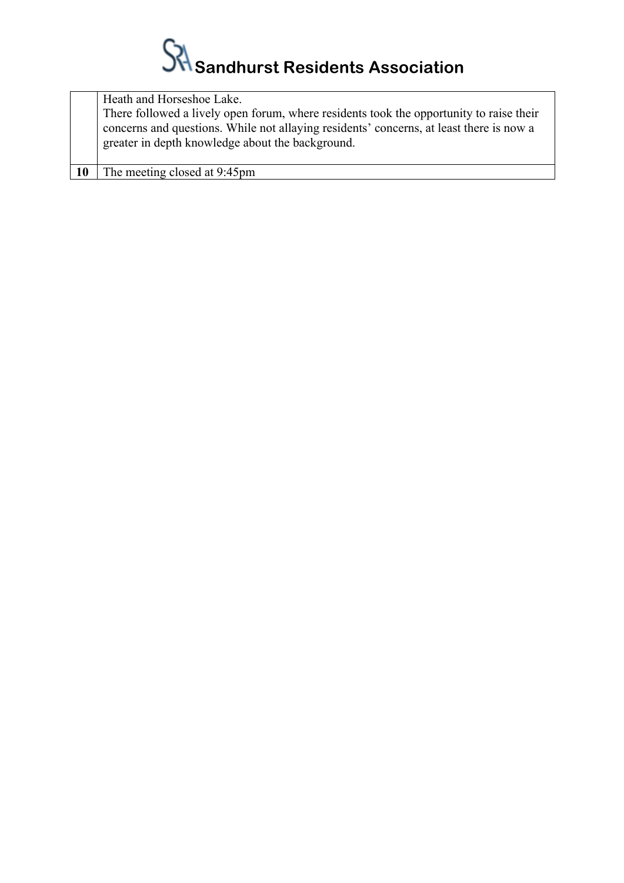| | |
|---|---|
| | Heath and Horseshoe Lake.<br>There followed a lively open forum, where residents took the opportunity to raise their concerns and questions. While not allaying residents' concerns, at least there is now a greater in depth knowledge about the background. |
| **10** | The meeting closed at 9:45pm |